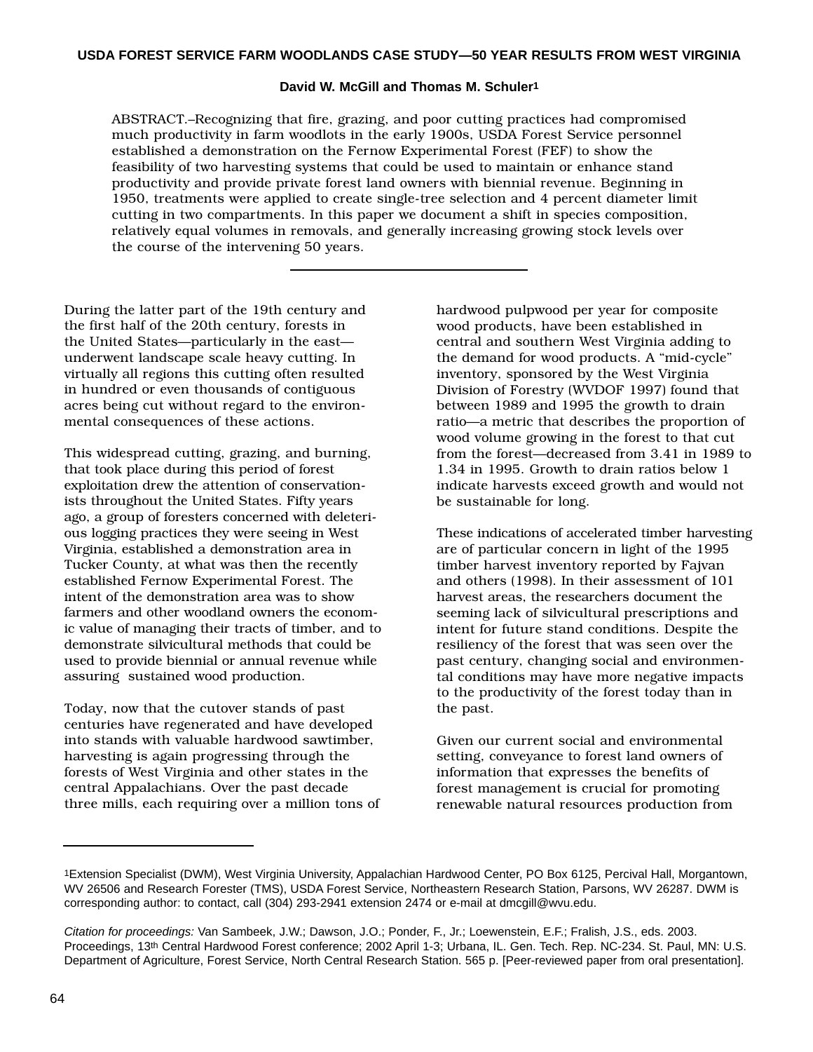# USDA FOREST SERVICE FARM WOODLANDS CASE STUDY—50 YEAR RESULTS FROM WEST VIRGINIA

**David W. McGill and Thomas M. Schuler[1]**

ABSTRACT.–Recognizing that fire, grazing, and poor cutting practices had compromised much productivity in farm woodlots in the early 1900s, USDA Forest Service personnel established a demonstration on the Fernow Experimental Forest (FEF) to show the feasibility of two harvesting systems that could be used to maintain or enhance stand productivity and provide private forest land owners with biennial revenue. Beginning in 1950, treatments were applied to create single-tree selection and 4 percent diameter limit cutting in two compartments. In this paper we document a shift in species composition, relatively equal volumes in removals, and generally increasing growing stock levels over the course of the intervening 50 years.

During the latter part of the 19th century and the first half of the 20th century, forests in the United States—particularly in the east—underwent landscape scale heavy cutting. In virtually all regions this cutting often resulted in hundred or even thousands of contiguous acres being cut without regard to the environmental consequences of these actions.

This widespread cutting, grazing, and burning, that took place during this period of forest exploitation drew the attention of conservationists throughout the United States. Fifty years ago, a group of foresters concerned with deleterious logging practices they were seeing in West Virginia, established a demonstration area in Tucker County, at what was then the recently established Fernow Experimental Forest. The intent of the demonstration area was to show farmers and other woodland owners the economic value of managing their tracts of timber, and to demonstrate silvicultural methods that could be used to provide biennial or annual revenue while assuring sustained wood production.

Today, now that the cutover stands of past centuries have regenerated and have developed into stands with valuable hardwood sawtimber, harvesting is again progressing through the forests of West Virginia and other states in the central Appalachians. Over the past decade three mills, each requiring over a million tons of hardwood pulpwood per year for composite wood products, have been established in central and southern West Virginia adding to the demand for wood products. A "mid-cycle" inventory, sponsored by the West Virginia Division of Forestry (WVDOF 1997) found that between 1989 and 1995 the growth to drain ratio—a metric that describes the proportion of wood volume growing in the forest to that cut from the forest—decreased from 3.41 in 1989 to 1.34 in 1995. Growth to drain ratios below 1 indicate harvests exceed growth and would not be sustainable for long.

These indications of accelerated timber harvesting are of particular concern in light of the 1995 timber harvest inventory reported by Fajvan and others (1998). In their assessment of 101 harvest areas, the researchers document the seeming lack of silvicultural prescriptions and intent for future stand conditions. Despite the resiliency of the forest that was seen over the past century, changing social and environmental conditions may have more negative impacts to the productivity of the forest today than in the past.

Given our current social and environmental setting, conveyance to forest land owners of information that expresses the benefits of forest management is crucial for promoting renewable natural resources production from

---

[1]Extension Specialist (DWM), West Virginia University, Appalachian Hardwood Center, PO Box 6125, Percival Hall, Morgantown, WV 26506 and Research Forester (TMS), USDA Forest Service, Northeastern Research Station, Parsons, WV 26287. DWM is corresponding author: to contact, call (304) 293-2941 extension 2474 or e-mail at dmcgill@wvu.edu.

*Citation for proceedings:* Van Sambeek, J.W.; Dawson, J.O.; Ponder, F., Jr.; Loewenstein, E.F.; Fralish, J.S., eds. 2003. Proceedings, 13th Central Hardwood Forest conference; 2002 April 1-3; Urbana, IL. Gen. Tech. Rep. NC-234. St. Paul, MN: U.S. Department of Agriculture, Forest Service, North Central Research Station. 565 p. [Peer-reviewed paper from oral presentation].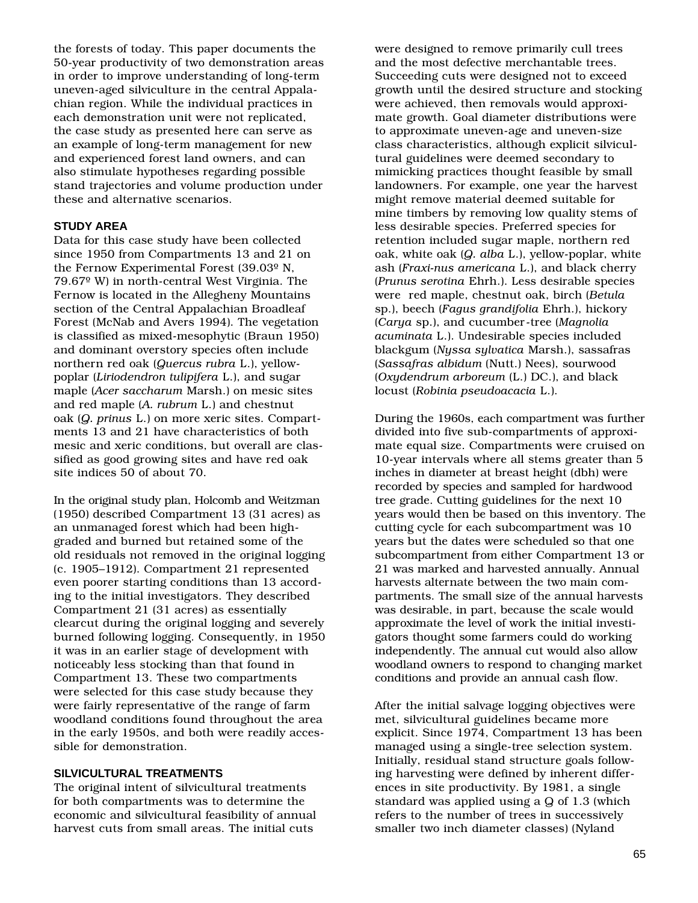the forests of today. This paper documents the 50-year productivity of two demonstration areas in order to improve understanding of long-term uneven-aged silviculture in the central Appalachian region. While the individual practices in each demonstration unit were not replicated, the case study as presented here can serve as an example of long-term management for new and experienced forest land owners, and can also stimulate hypotheses regarding possible stand trajectories and volume production under these and alternative scenarios.

## STUDY AREA

Data for this case study have been collected since 1950 from Compartments 13 and 21 on the Fernow Experimental Forest (39.03º N, 79.67º W) in north-central West Virginia. The Fernow is located in the Allegheny Mountains section of the Central Appalachian Broadleaf Forest (McNab and Avers 1994). The vegetation is classified as mixed-mesophytic (Braun 1950) and dominant overstory species often include northern red oak (*Quercus rubra* L.), yellow-poplar (*Liriodendron tulipifera* L.), and sugar maple (*Acer saccharum* Marsh.) on mesic sites and red maple (*A. rubrum* L.) and chestnut oak (*Q. prinus* L.) on more xeric sites. Compartments 13 and 21 have characteristics of both mesic and xeric conditions, but overall are classified as good growing sites and have red oak site indices 50 of about 70.

In the original study plan, Holcomb and Weitzman (1950) described Compartment 13 (31 acres) as an unmanaged forest which had been high-graded and burned but retained some of the old residuals not removed in the original logging (c. 1905–1912). Compartment 21 represented even poorer starting conditions than 13 according to the initial investigators. They described Compartment 21 (31 acres) as essentially clearcut during the original logging and severely burned following logging. Consequently, in 1950 it was in an earlier stage of development with noticeably less stocking than that found in Compartment 13. These two compartments were selected for this case study because they were fairly representative of the range of farm woodland conditions found throughout the area in the early 1950s, and both were readily accessible for demonstration.

## SILVICULTURAL TREATMENTS

The original intent of silvicultural treatments for both compartments was to determine the economic and silvicultural feasibility of annual harvest cuts from small areas. The initial cuts were designed to remove primarily cull trees and the most defective merchantable trees. Succeeding cuts were designed not to exceed growth until the desired structure and stocking were achieved, then removals would approximate growth. Goal diameter distributions were to approximate uneven-age and uneven-size class characteristics, although explicit silvicultural guidelines were deemed secondary to mimicking practices thought feasible by small landowners. For example, one year the harvest might remove material deemed suitable for mine timbers by removing low quality stems of less desirable species. Preferred species for retention included sugar maple, northern red oak, white oak (*Q. alba* L.), yellow-poplar, white ash (*Fraxi-nus americana* L.), and black cherry (*Prunus serotina* Ehrh.). Less desirable species were red maple, chestnut oak, birch (*Betula* sp.), beech (*Fagus grandifolia* Ehrh.), hickory (*Carya* sp.), and cucumber-tree (*Magnolia acuminata* L.). Undesirable species included blackgum (*Nyssa sylvatica* Marsh.), sassafras (*Sassafras albidum* (Nutt.) Nees), sourwood (*Oxydendrum arboreum* (L.) DC.), and black locust (*Robinia pseudoacacia* L.).

During the 1960s, each compartment was further divided into five sub-compartments of approximate equal size. Compartments were cruised on 10-year intervals where all stems greater than 5 inches in diameter at breast height (dbh) were recorded by species and sampled for hardwood tree grade. Cutting guidelines for the next 10 years would then be based on this inventory. The cutting cycle for each subcompartment was 10 years but the dates were scheduled so that one subcompartment from either Compartment 13 or 21 was marked and harvested annually. Annual harvests alternate between the two main compartments. The small size of the annual harvests was desirable, in part, because the scale would approximate the level of work the initial investigators thought some farmers could do working independently. The annual cut would also allow woodland owners to respond to changing market conditions and provide an annual cash flow.

After the initial salvage logging objectives were met, silvicultural guidelines became more explicit. Since 1974, Compartment 13 has been managed using a single-tree selection system. Initially, residual stand structure goals following harvesting were defined by inherent differences in site productivity. By 1981, a single standard was applied using a Q of 1.3 (which refers to the number of trees in successively smaller two inch diameter classes) (Nyland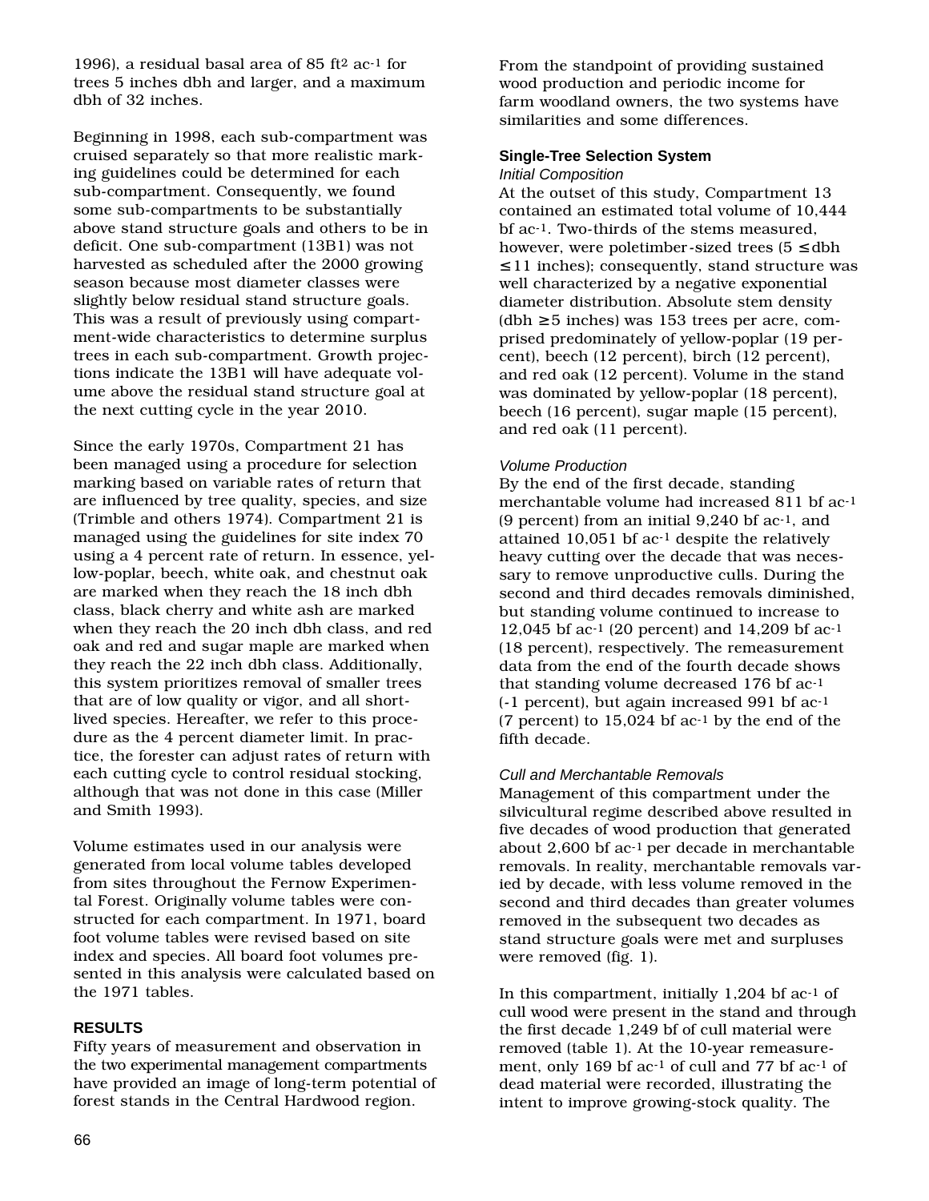1996), a residual basal area of 85 $ft^2$ $ac^{-1}$ for trees 5 inches dbh and larger, and a maximum dbh of 32 inches.

Beginning in 1998, each sub-compartment was cruised separately so that more realistic marking guidelines could be determined for each sub-compartment. Consequently, we found some sub-compartments to be substantially above stand structure goals and others to be in deficit. One sub-compartment (13B1) was not harvested as scheduled after the 2000 growing season because most diameter classes were slightly below residual stand structure goals. This was a result of previously using compartment-wide characteristics to determine surplus trees in each sub-compartment. Growth projections indicate the 13B1 will have adequate volume above the residual stand structure goal at the next cutting cycle in the year 2010.

Since the early 1970s, Compartment 21 has been managed using a procedure for selection marking based on variable rates of return that are influenced by tree quality, species, and size (Trimble and others 1974). Compartment 21 is managed using the guidelines for site index 70 using a 4 percent rate of return. In essence, yellow-poplar, beech, white oak, and chestnut oak are marked when they reach the 18 inch dbh class, black cherry and white ash are marked when they reach the 20 inch dbh class, and red oak and red and sugar maple are marked when they reach the 22 inch dbh class. Additionally, this system prioritizes removal of smaller trees that are of low quality or vigor, and all short-lived species. Hereafter, we refer to this procedure as the 4 percent diameter limit. In practice, the forester can adjust rates of return with each cutting cycle to control residual stocking, although that was not done in this case (Miller and Smith 1993).

Volume estimates used in our analysis were generated from local volume tables developed from sites throughout the Fernow Experimental Forest. Originally volume tables were constructed for each compartment. In 1971, board foot volume tables were revised based on site index and species. All board foot volumes presented in this analysis were calculated based on the 1971 tables.

## RESULTS

Fifty years of measurement and observation in the two experimental management compartments have provided an image of long-term potential of forest stands in the Central Hardwood region. From the standpoint of providing sustained wood production and periodic income for farm woodland owners, the two systems have similarities and some differences.

### Single-Tree Selection System

#### *Initial Composition*

At the outset of this study, Compartment 13 contained an estimated total volume of 10,444 bf $ac^{-1}$. Two-thirds of the stems measured, however, were poletimber-sized trees ($5 \leq$ dbh $\leq 11$ inches); consequently, stand structure was well characterized by a negative exponential diameter distribution. Absolute stem density (dbh $\geq 5$ inches) was 153 trees per acre, comprised predominately of yellow-poplar (19 percent), beech (12 percent), birch (12 percent), and red oak (12 percent). Volume in the stand was dominated by yellow-poplar (18 percent), beech (16 percent), sugar maple (15 percent), and red oak (11 percent).

#### *Volume Production*

By the end of the first decade, standing merchantable volume had increased 811 bf $ac^{-1}$ (9 percent) from an initial 9,240 bf $ac^{-1}$, and attained 10,051 bf $ac^{-1}$ despite the relatively heavy cutting over the decade that was necessary to remove unproductive culls. During the second and third decades removals diminished, but standing volume continued to increase to 12,045 bf $ac^{-1}$ (20 percent) and 14,209 bf $ac^{-1}$ (18 percent), respectively. The remeasurement data from the end of the fourth decade shows that standing volume decreased 176 bf $ac^{-1}$ (-1 percent), but again increased 991 bf $ac^{-1}$ (7 percent) to 15,024 bf $ac^{-1}$ by the end of the fifth decade.

#### *Cull and Merchantable Removals*

Management of this compartment under the silvicultural regime described above resulted in five decades of wood production that generated about 2,600 bf $ac^{-1}$ per decade in merchantable removals. In reality, merchantable removals varied by decade, with less volume removed in the second and third decades than greater volumes removed in the subsequent two decades as stand structure goals were met and surpluses were removed (fig. 1).

In this compartment, initially 1,204 bf $ac^{-1}$ of cull wood were present in the stand and through the first decade 1,249 bf of cull material were removed (table 1). At the 10-year remeasurement, only 169 bf $ac^{-1}$ of cull and 77 bf $ac^{-1}$ of dead material were recorded, illustrating the intent to improve growing-stock quality. The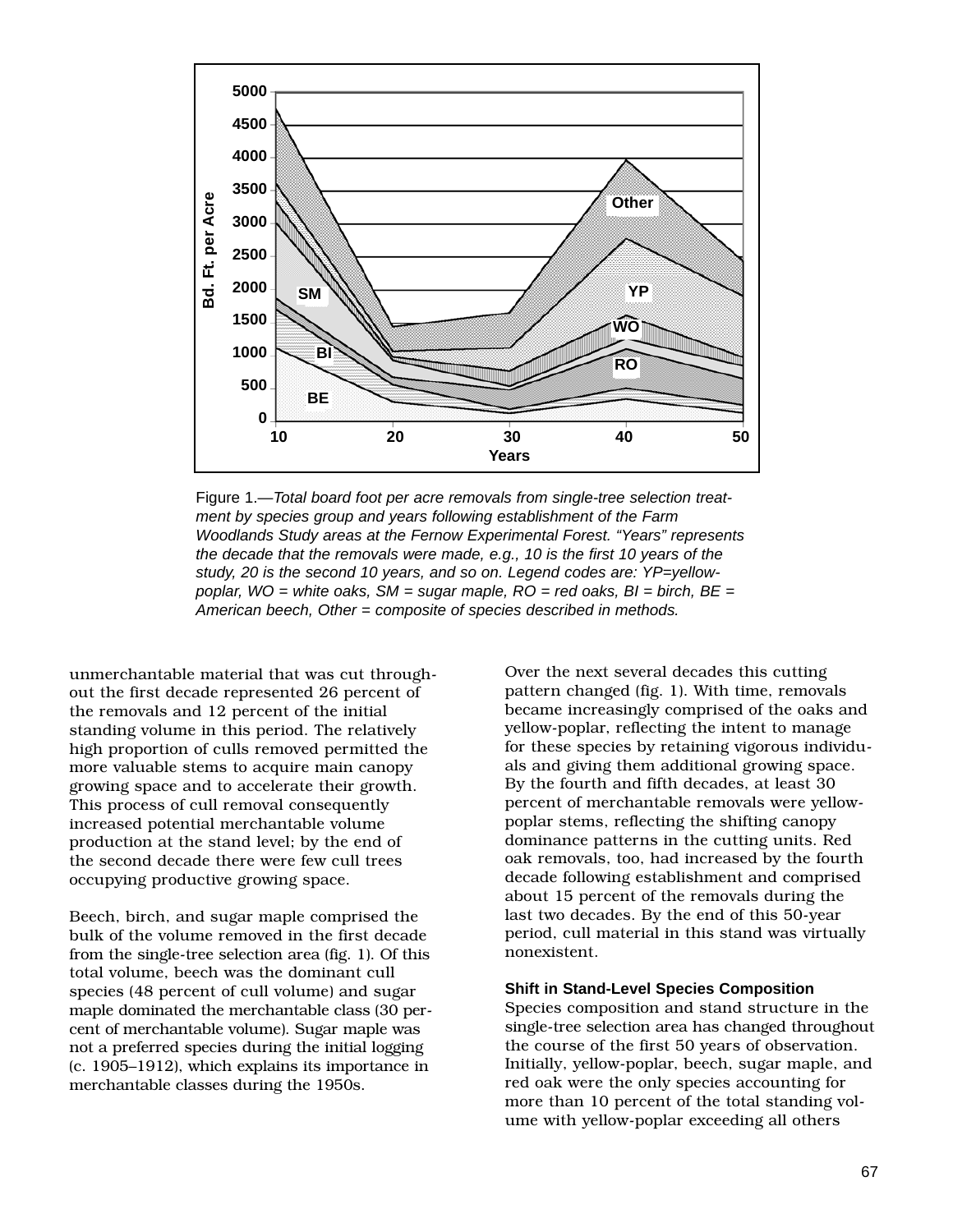Figure 1.—*Total board foot per acre removals from single-tree selection treatment by species group and years following establishment of the Farm Woodlands Study areas at the Fernow Experimental Forest. "Years" represents the decade that the removals were made, e.g., 10 is the first 10 years of the study, 20 is the second 10 years, and so on. Legend codes are: YP=yellow-poplar, WO = white oaks, SM = sugar maple, RO = red oaks, BI = birch, BE = American beech, Other = composite of species described in methods.*

unmerchantable material that was cut throughout the first decade represented 26 percent of the removals and 12 percent of the initial standing volume in this period. The relatively high proportion of culls removed permitted the more valuable stems to acquire main canopy growing space and to accelerate their growth. This process of cull removal consequently increased potential merchantable volume production at the stand level; by the end of the second decade there were few cull trees occupying productive growing space.

Beech, birch, and sugar maple comprised the bulk of the volume removed in the first decade from the single-tree selection area (fig. 1). Of this total volume, beech was the dominant cull species (48 percent of cull volume) and sugar maple dominated the merchantable class (30 percent of merchantable volume). Sugar maple was not a preferred species during the initial logging (c. 1905–1912), which explains its importance in merchantable classes during the 1950s.

Over the next several decades this cutting pattern changed (fig. 1). With time, removals became increasingly comprised of the oaks and yellow-poplar, reflecting the intent to manage for these species by retaining vigorous individuals and giving them additional growing space. By the fourth and fifth decades, at least 30 percent of merchantable removals were yellow-poplar stems, reflecting the shifting canopy dominance patterns in the cutting units. Red oak removals, too, had increased by the fourth decade following establishment and comprised about 15 percent of the removals during the last two decades. By the end of this 50-year period, cull material in this stand was virtually nonexistent.

**Shift in Stand-Level Species Composition**

Species composition and stand structure in the single-tree selection area has changed throughout the course of the first 50 years of observation. Initially, yellow-poplar, beech, sugar maple, and red oak were the only species accounting for more than 10 percent of the total standing volume with yellow-poplar exceeding all others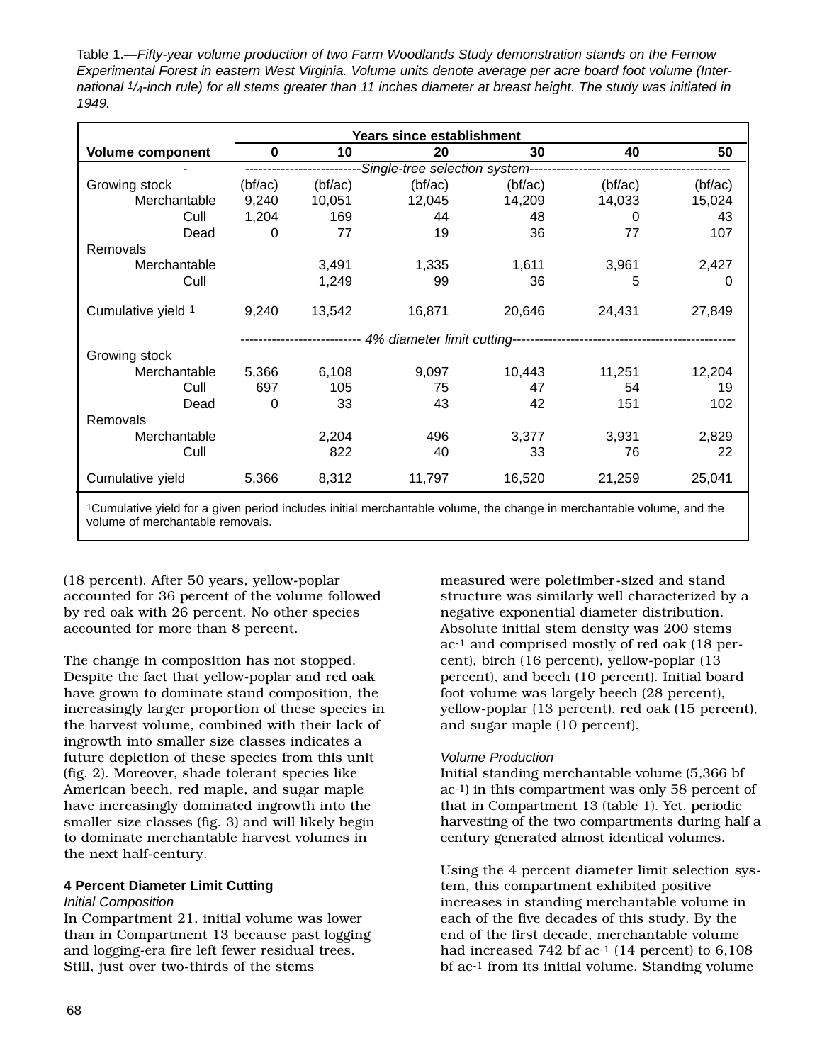Table 1.—*Fifty-year volume production of two Farm Woodlands Study demonstration stands on the Fernow Experimental Forest in eastern West Virginia. Volume units denote average per acre board foot volume (International 1/4-inch rule) for all stems greater than 11 inches diameter at breast height. The study was initiated in 1949.*

| Volume component | Years since establishment | | | | | |
|---|---|---|---|---|---|---|
| | 0 | 10 | 20 | 30 | 40 | 50 |
| | *Single-tree selection system* | | | | | |
| Growing stock | (bf/ac) | (bf/ac) | (bf/ac) | (bf/ac) | (bf/ac) | (bf/ac) |
| Merchantable | 9,240 | 10,051 | 12,045 | 14,209 | 14,033 | 15,024 |
| Cull | 1,204 | 169 | 44 | 48 | 0 | 43 |
| Dead | 0 | 77 | 19 | 36 | 77 | 107 |
| Removals | | | | | | |
| Merchantable | | 3,491 | 1,335 | 1,611 | 3,961 | 2,427 |
| Cull | | 1,249 | 99 | 36 | 5 | 0 |
| Cumulative yield [1] | 9,240 | 13,542 | 16,871 | 20,646 | 24,431 | 27,849 |
| | *4% diameter limit cutting* | | | | | |
| Growing stock | | | | | | |
| Merchantable | 5,366 | 6,108 | 9,097 | 10,443 | 11,251 | 12,204 |
| Cull | 697 | 105 | 75 | 47 | 54 | 19 |
| Dead | 0 | 33 | 43 | 42 | 151 | 102 |
| Removals | | | | | | |
| Merchantable | | 2,204 | 496 | 3,377 | 3,931 | 2,829 |
| Cull | | 822 | 40 | 33 | 76 | 22 |
| Cumulative yield | 5,366 | 8,312 | 11,797 | 16,520 | 21,259 | 25,041 |

[1]Cumulative yield for a given period includes initial merchantable volume, the change in merchantable volume, and the volume of merchantable removals.

(18 percent). After 50 years, yellow-poplar accounted for 36 percent of the volume followed by red oak with 26 percent. No other species accounted for more than 8 percent.

The change in composition has not stopped. Despite the fact that yellow-poplar and red oak have grown to dominate stand composition, the increasingly larger proportion of these species in the harvest volume, combined with their lack of ingrowth into smaller size classes indicates a future depletion of these species from this unit (fig. 2). Moreover, shade tolerant species like American beech, red maple, and sugar maple have increasingly dominated ingrowth into the smaller size classes (fig. 3) and will likely begin to dominate merchantable harvest volumes in the next half-century.

### 4 Percent Diameter Limit Cutting

*Initial Composition*

In Compartment 21, initial volume was lower than in Compartment 13 because past logging and logging-era fire left fewer residual trees. Still, just over two-thirds of the stems measured were poletimber-sized and stand structure was similarly well characterized by a negative exponential diameter distribution. Absolute initial stem density was 200 stems ac$^{-1}$ and comprised mostly of red oak (18 percent), birch (16 percent), yellow-poplar (13 percent), and beech (10 percent). Initial board foot volume was largely beech (28 percent), yellow-poplar (13 percent), red oak (15 percent), and sugar maple (10 percent).

*Volume Production*

Initial standing merchantable volume (5,366 bf ac$^{-1}$) in this compartment was only 58 percent of that in Compartment 13 (table 1). Yet, periodic harvesting of the two compartments during half a century generated almost identical volumes.

Using the 4 percent diameter limit selection system, this compartment exhibited positive increases in standing merchantable volume in each of the five decades of this study. By the end of the first decade, merchantable volume had increased 742 bf ac$^{-1}$ (14 percent) to 6,108 bf ac$^{-1}$ from its initial volume. Standing volume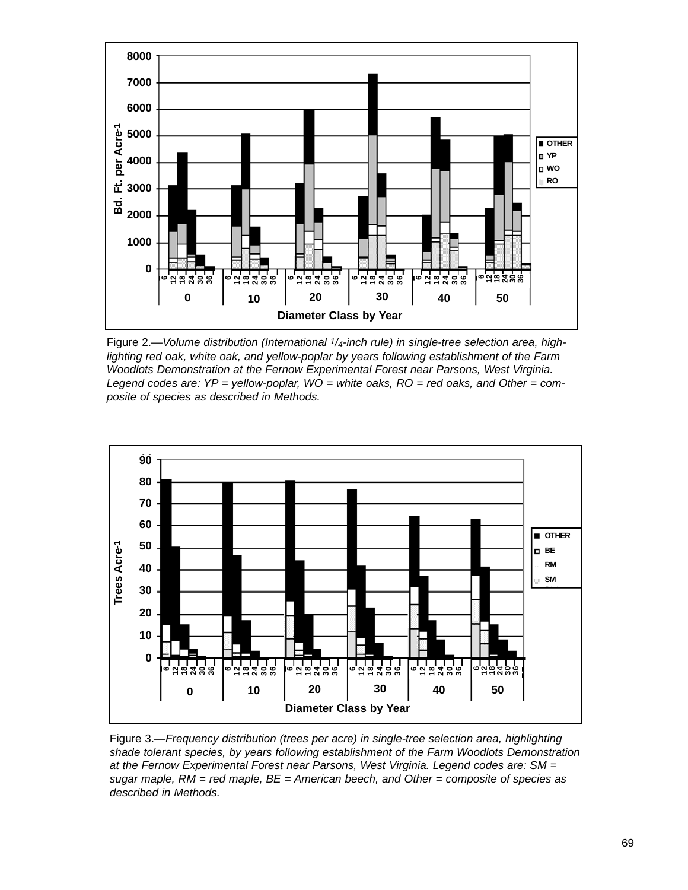Figure 2.—*Volume distribution (International 1/4-inch rule) in single-tree selection area, highlighting red oak, white oak, and yellow-poplar by years following establishment of the Farm Woodlots Demonstration at the Fernow Experimental Forest near Parsons, West Virginia. Legend codes are: YP = yellow-poplar, WO = white oaks, RO = red oaks, and Other = composite of species as described in Methods.*

Figure 3.—*Frequency distribution (trees per acre) in single-tree selection area, highlighting shade tolerant species, by years following establishment of the Farm Woodlots Demonstration at the Fernow Experimental Forest near Parsons, West Virginia. Legend codes are: SM = sugar maple, RM = red maple, BE = American beech, and Other = composite of species as described in Methods.*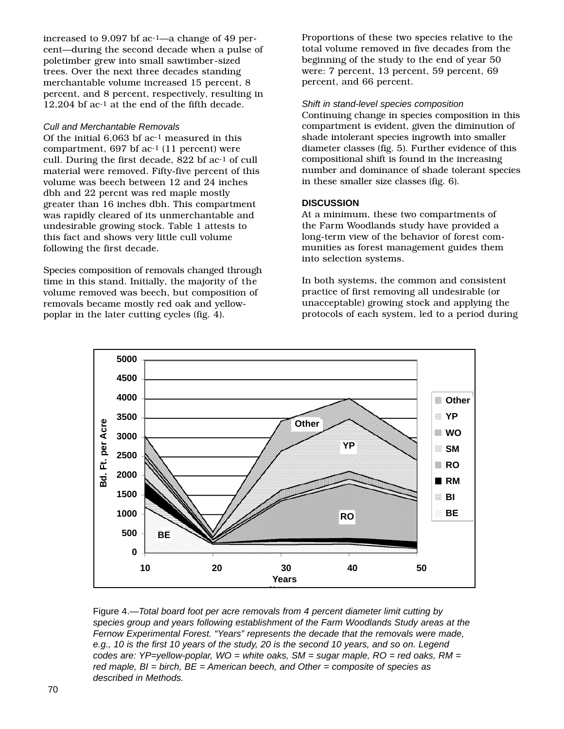increased to 9,097 bf ac-1—a change of 49 percent—during the second decade when a pulse of poletimber grew into small sawtimber-sized trees. Over the next three decades standing merchantable volume increased 15 percent, 8 percent, and 8 percent, respectively, resulting in 12,204 bf ac-1 at the end of the fifth decade.

*Cull and Merchantable Removals*

Of the initial 6,063 bf ac-1 measured in this compartment, 697 bf ac-1 (11 percent) were cull. During the first decade, 822 bf ac-1 of cull material were removed. Fifty-five percent of this volume was beech between 12 and 24 inches dbh and 22 percnt was red maple mostly greater than 16 inches dbh. This compartment was rapidly cleared of its unmerchantable and undesirable growing stock. Table 1 attests to this fact and shows very little cull volume following the first decade.

Species composition of removals changed through time in this stand. Initially, the majority of the volume removed was beech, but composition of removals became mostly red oak and yellow-poplar in the later cutting cycles (fig. 4). Proportions of these two species relative to the total volume removed in five decades from the beginning of the study to the end of year 50 were: 7 percent, 13 percent, 59 percent, 69 percent, and 66 percent.

*Shift in stand-level species composition*

Continuing change in species composition in this compartment is evident, given the diminution of shade intolerant species ingrowth into smaller diameter classes (fig. 5). Further evidence of this compositional shift is found in the increasing number and dominance of shade tolerant species in these smaller size classes (fig. 6).

## DISCUSSION

At a minimum, these two compartments of the Farm Woodlands study have provided a long-term view of the behavior of forest communities as forest management guides them into selection systems.

In both systems, the common and consistent practice of first removing all undesirable (or unacceptable) growing stock and applying the protocols of each system, led to a period during

Figure 4.—*Total board foot per acre removals from 4 percent diameter limit cutting by species group and years following establishment of the Farm Woodlands Study areas at the Fernow Experimental Forest. "Years" represents the decade that the removals were made, e.g., 10 is the first 10 years of the study, 20 is the second 10 years, and so on. Legend codes are: YP=yellow-poplar, WO = white oaks, SM = sugar maple, RO = red oaks, RM = red maple, BI = birch, BE = American beech, and Other = composite of species as described in Methods.*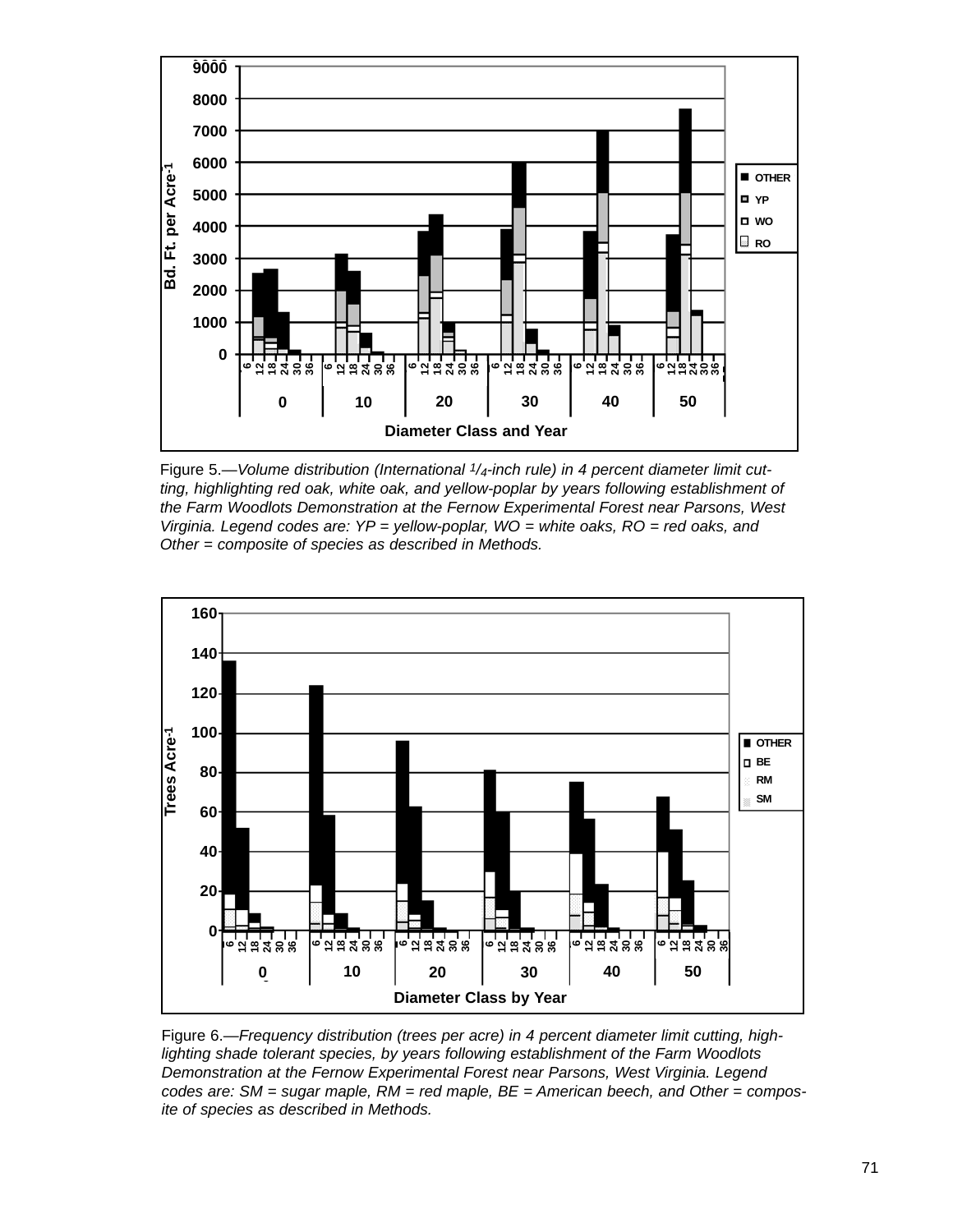Figure 5.—*Volume distribution (International 1/4-inch rule) in 4 percent diameter limit cutting, highlighting red oak, white oak, and yellow-poplar by years following establishment of the Farm Woodlots Demonstration at the Fernow Experimental Forest near Parsons, West Virginia. Legend codes are: YP = yellow-poplar, WO = white oaks, RO = red oaks, and Other = composite of species as described in Methods.*

Figure 6.—*Frequency distribution (trees per acre) in 4 percent diameter limit cutting, highlighting shade tolerant species, by years following establishment of the Farm Woodlots Demonstration at the Fernow Experimental Forest near Parsons, West Virginia. Legend codes are: SM = sugar maple, RM = red maple, BE = American beech, and Other = composite of species as described in Methods.*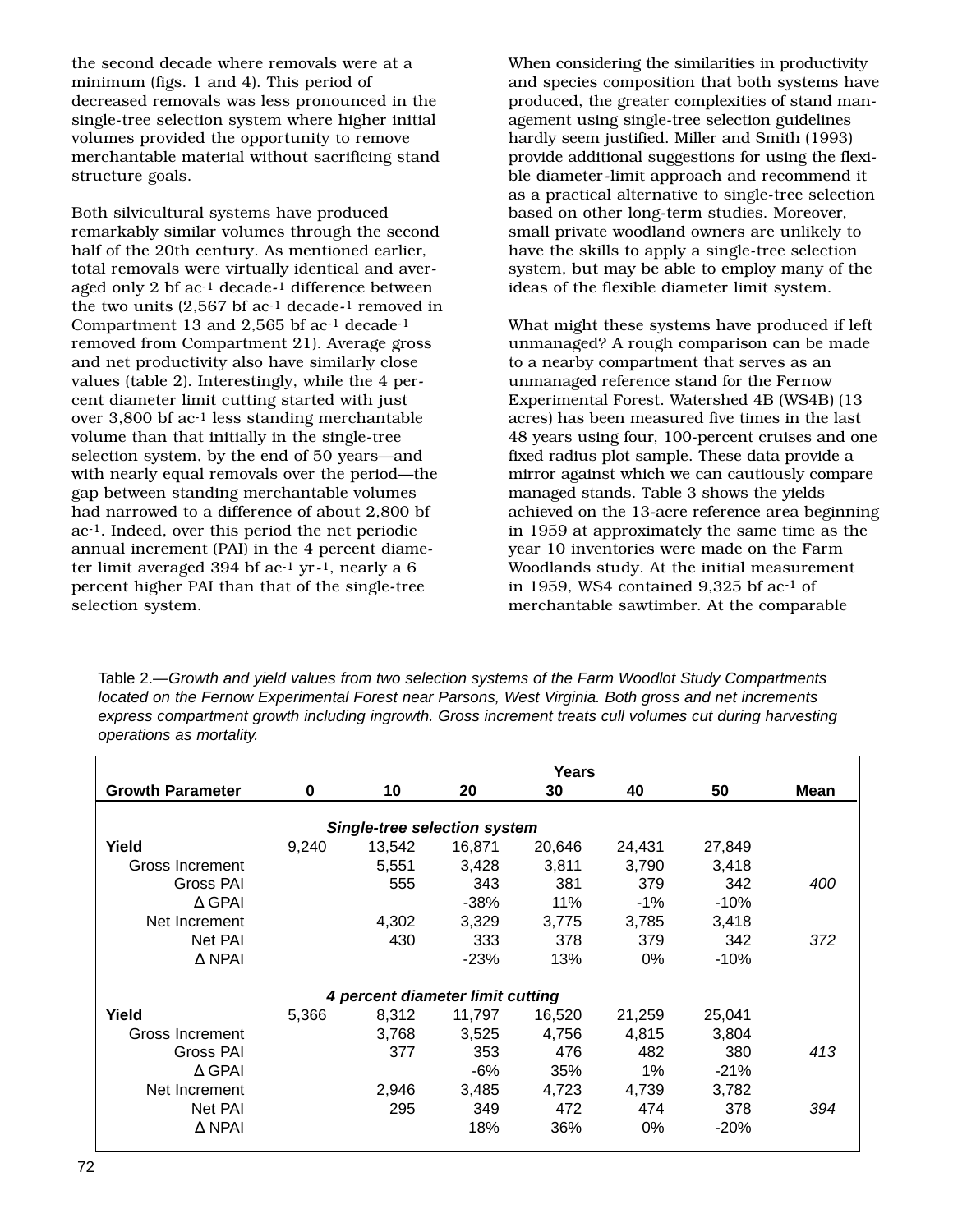the second decade where removals were at a minimum (figs. 1 and 4). This period of decreased removals was less pronounced in the single-tree selection system where higher initial volumes provided the opportunity to remove merchantable material without sacrificing stand structure goals.

Both silvicultural systems have produced remarkably similar volumes through the second half of the 20th century. As mentioned earlier, total removals were virtually identical and averaged only 2 bf ac$^{-1}$ decade$^{-1}$ difference between the two units (2,567 bf ac$^{-1}$ decade$^{-1}$ removed in Compartment 13 and 2,565 bf ac$^{-1}$ decade$^{-1}$ removed from Compartment 21). Average gross and net productivity also have similarly close values (table 2). Interestingly, while the 4 percent diameter limit cutting started with just over 3,800 bf ac$^{-1}$ less standing merchantable volume than that initially in the single-tree selection system, by the end of 50 years—and with nearly equal removals over the period—the gap between standing merchantable volumes had narrowed to a difference of about 2,800 bf ac$^{-1}$. Indeed, over this period the net periodic annual increment (PAI) in the 4 percent diameter limit averaged 394 bf ac$^{-1}$ yr$^{-1}$, nearly a 6 percent higher PAI than that of the single-tree selection system.

When considering the similarities in productivity and species composition that both systems have produced, the greater complexities of stand management using single-tree selection guidelines hardly seem justified. Miller and Smith (1993) provide additional suggestions for using the flexible diameter-limit approach and recommend it as a practical alternative to single-tree selection based on other long-term studies. Moreover, small private woodland owners are unlikely to have the skills to apply a single-tree selection system, but may be able to employ many of the ideas of the flexible diameter limit system.

What might these systems have produced if left unmanaged? A rough comparison can be made to a nearby compartment that serves as an unmanaged reference stand for the Fernow Experimental Forest. Watershed 4B (WS4B) (13 acres) has been measured five times in the last 48 years using four, 100-percent cruises and one fixed radius plot sample. These data provide a mirror against which we can cautiously compare managed stands. Table 3 shows the yields achieved on the 13-acre reference area beginning in 1959 at approximately the same time as the year 10 inventories were made on the Farm Woodlands study. At the initial measurement in 1959, WS4 contained 9,325 bf ac$^{-1}$ of merchantable sawtimber. At the comparable

Table 2.—*Growth and yield values from two selection systems of the Farm Woodlot Study Compartments located on the Fernow Experimental Forest near Parsons, West Virginia. Both gross and net increments express compartment growth including ingrowth. Gross increment treats cull volumes cut during harvesting operations as mortality.*

| Growth Parameter | Years 0 | 10 | 20 | 30 | 40 | 50 | Mean |
|---|---|---|---|---|---|---|---|
| | | | ***Single-tree selection system*** | | | | |
| **Yield** | 9,240 | 13,542 | 16,871 | 20,646 | 24,431 | 27,849 | |
| Gross Increment | | 5,551 | 3,428 | 3,811 | 3,790 | 3,418 | |
| Gross PAI | | 555 | 343 | 381 | 379 | 342 | *400* |
| Δ GPAI | | | -38% | 11% | -1% | -10% | |
| Net Increment | | 4,302 | 3,329 | 3,775 | 3,785 | 3,418 | |
| Net PAI | | 430 | 333 | 378 | 379 | 342 | *372* |
| Δ NPAI | | | -23% | 13% | 0% | -10% | |
| | | | ***4 percent diameter limit cutting*** | | | | |
| **Yield** | 5,366 | 8,312 | 11,797 | 16,520 | 21,259 | 25,041 | |
| Gross Increment | | 3,768 | 3,525 | 4,756 | 4,815 | 3,804 | |
| Gross PAI | | 377 | 353 | 476 | 482 | 380 | *413* |
| Δ GPAI | | | -6% | 35% | 1% | -21% | |
| Net Increment | | 2,946 | 3,485 | 4,723 | 4,739 | 3,782 | |
| Net PAI | | 295 | 349 | 472 | 474 | 378 | *394* |
| Δ NPAI | | | 18% | 36% | 0% | -20% | |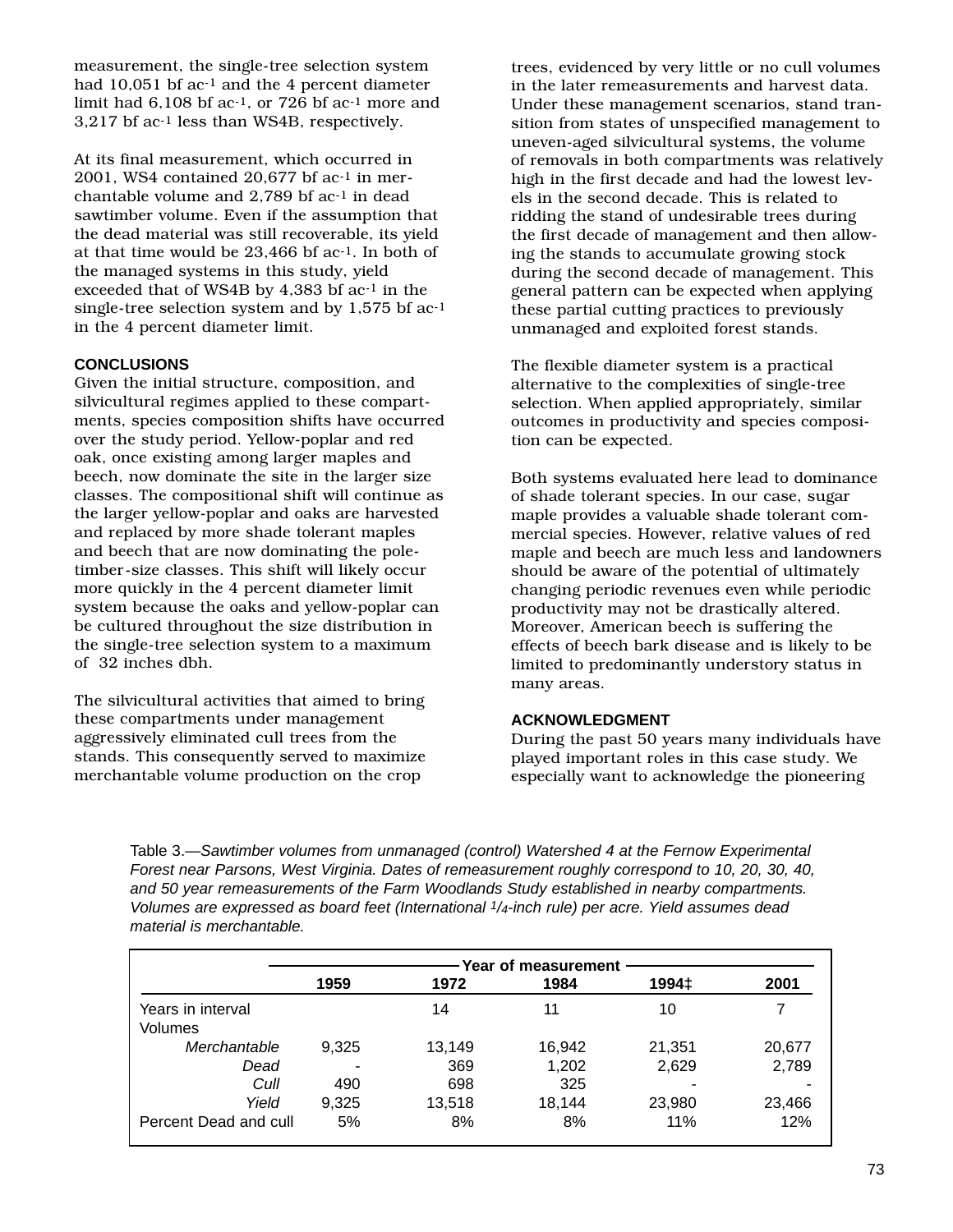measurement, the single-tree selection system had 10,051 bf ac$^{-1}$ and the 4 percent diameter limit had 6,108 bf ac$^{-1}$, or 726 bf ac$^{-1}$ more and 3,217 bf ac$^{-1}$ less than WS4B, respectively.

At its final measurement, which occurred in 2001, WS4 contained 20,677 bf ac$^{-1}$ in merchantable volume and 2,789 bf ac$^{-1}$ in dead sawtimber volume. Even if the assumption that the dead material was still recoverable, its yield at that time would be 23,466 bf ac$^{-1}$. In both of the managed systems in this study, yield exceeded that of WS4B by 4,383 bf ac$^{-1}$ in the single-tree selection system and by 1,575 bf ac$^{-1}$ in the 4 percent diameter limit.

## CONCLUSIONS

Given the initial structure, composition, and silvicultural regimes applied to these compartments, species composition shifts have occurred over the study period. Yellow-poplar and red oak, once existing among larger maples and beech, now dominate the site in the larger size classes. The compositional shift will continue as the larger yellow-poplar and oaks are harvested and replaced by more shade tolerant maples and beech that are now dominating the pole-timber-size classes. This shift will likely occur more quickly in the 4 percent diameter limit system because the oaks and yellow-poplar can be cultured throughout the size distribution in the single-tree selection system to a maximum of 32 inches dbh.

The silvicultural activities that aimed to bring these compartments under management aggressively eliminated cull trees from the stands. This consequently served to maximize merchantable volume production on the crop trees, evidenced by very little or no cull volumes in the later remeasurements and harvest data. Under these management scenarios, stand transition from states of unspecified management to uneven-aged silvicultural systems, the volume of removals in both compartments was relatively high in the first decade and had the lowest levels in the second decade. This is related to ridding the stand of undesirable trees during the first decade of management and then allowing the stands to accumulate growing stock during the second decade of management. This general pattern can be expected when applying these partial cutting practices to previously unmanaged and exploited forest stands.

The flexible diameter system is a practical alternative to the complexities of single-tree selection. When applied appropriately, similar outcomes in productivity and species composition can be expected.

Both systems evaluated here lead to dominance of shade tolerant species. In our case, sugar maple provides a valuable shade tolerant commercial species. However, relative values of red maple and beech are much less and landowners should be aware of the potential of ultimately changing periodic revenues even while periodic productivity may not be drastically altered. Moreover, American beech is suffering the effects of beech bark disease and is likely to be limited to predominantly understory status in many areas.

## ACKNOWLEDGMENT

During the past 50 years many individuals have played important roles in this case study. We especially want to acknowledge the pioneering

Table 3.—*Sawtimber volumes from unmanaged (control) Watershed 4 at the Fernow Experimental Forest near Parsons, West Virginia. Dates of remeasurement roughly correspond to 10, 20, 30, 40, and 50 year remeasurements of the Farm Woodlands Study established in nearby compartments. Volumes are expressed as board feet (International 1/4-inch rule) per acre. Yield assumes dead material is merchantable.*

| | Year of measurement | | | | |
|---|---|---|---|---|---|
| | **1959** | **1972** | **1984** | **1994‡** | **2001** |
| Years in interval | | 14 | 11 | 10 | 7 |
| Volumes | | | | | |
| *Merchantable* | 9,325 | 13,149 | 16,942 | 21,351 | 20,677 |
| *Dead* | - | 369 | 1,202 | 2,629 | 2,789 |
| *Cull* | 490 | 698 | 325 | - | - |
| *Yield* | 9,325 | 13,518 | 18,144 | 23,980 | 23,466 |
| Percent Dead and cull | 5% | 8% | 8% | 11% | 12% |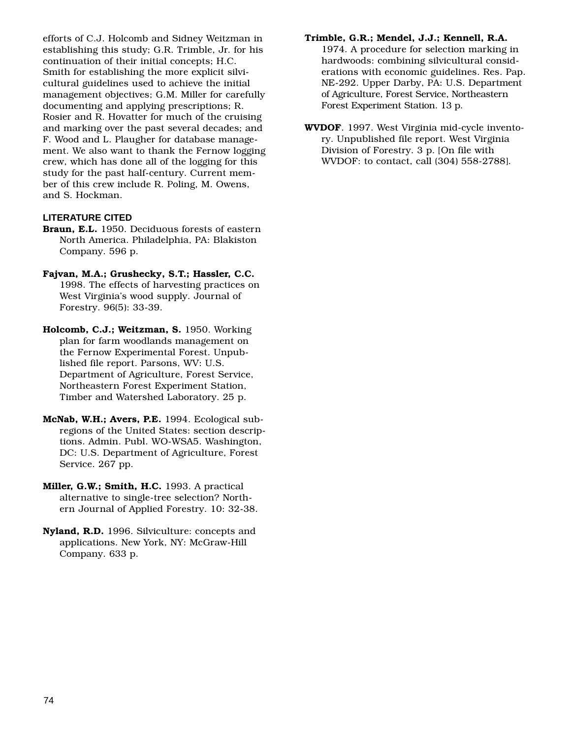efforts of C.J. Holcomb and Sidney Weitzman in establishing this study; G.R. Trimble, Jr. for his continuation of their initial concepts; H.C. Smith for establishing the more explicit silvicultural guidelines used to achieve the initial management objectives; G.M. Miller for carefully documenting and applying prescriptions; R. Rosier and R. Hovatter for much of the cruising and marking over the past several decades; and F. Wood and L. Plaugher for database management. We also want to thank the Fernow logging crew, which has done all of the logging for this study for the past half-century. Current member of this crew include R. Poling, M. Owens, and S. Hockman.

## LITERATURE CITED

**Braun, E.L.** 1950. Deciduous forests of eastern North America. Philadelphia, PA: Blakiston Company. 596 p.

**Fajvan, M.A.; Grushecky, S.T.; Hassler, C.C.** 1998. The effects of harvesting practices on West Virginia's wood supply. Journal of Forestry. 96(5): 33-39.

**Holcomb, C.J.; Weitzman, S.** 1950. Working plan for farm woodlands management on the Fernow Experimental Forest. Unpublished file report. Parsons, WV: U.S. Department of Agriculture, Forest Service, Northeastern Forest Experiment Station, Timber and Watershed Laboratory. 25 p.

**McNab, W.H.; Avers, P.E.** 1994. Ecological subregions of the United States: section descriptions. Admin. Publ. WO-WSA5. Washington, DC: U.S. Department of Agriculture, Forest Service. 267 pp.

**Miller, G.W.; Smith, H.C.** 1993. A practical alternative to single-tree selection? Northern Journal of Applied Forestry. 10: 32-38.

**Nyland, R.D.** 1996. Silviculture: concepts and applications. New York, NY: McGraw-Hill Company. 633 p.

**Trimble, G.R.; Mendel, J.J.; Kennell, R.A.** 1974. A procedure for selection marking in hardwoods: combining silvicultural considerations with economic guidelines. Res. Pap. NE-292. Upper Darby, PA: U.S. Department of Agriculture, Forest Service, Northeastern Forest Experiment Station. 13 p.

**WVDOF**. 1997. West Virginia mid-cycle inventory. Unpublished file report. West Virginia Division of Forestry. 3 p. [On file with WVDOF: to contact, call (304) 558-2788].